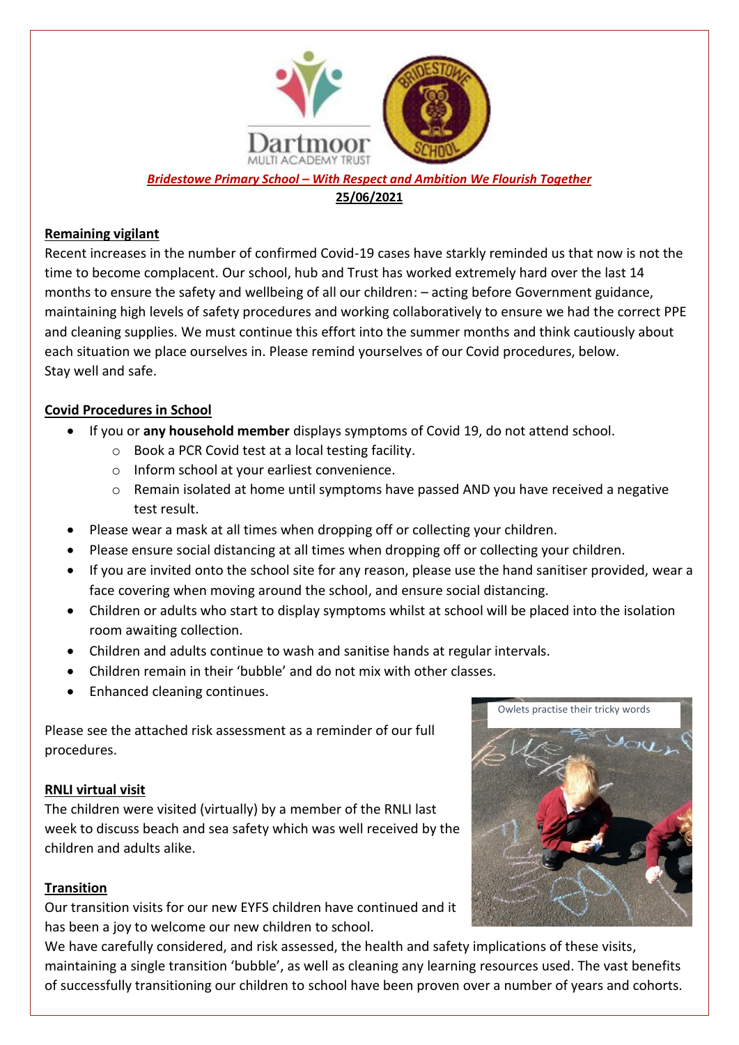*Bridestowe Primary School – With Respect and Ambition We Flourish Together*

**25/06/2021**

## Remaining vigilant

Recent increases in the number of confirmed Covid-19 cases have starkly reminded us that now is not the time to become complacent. Our school, hub and Trust has worked extremely hard over the last 14 months to ensure the safety and wellbeing of all our children: – acting before Government guidance, maintaining high levels of safety procedures and working collaboratively to ensure we had the correct PPE and cleaning supplies. We must continue this effort into the summer months and think cautiously about each situation we place ourselves in. Please remind yourselves of our Covid procedures, below.
Stay well and safe.

## Covid Procedures in School

- If you or **any household member** displays symptoms of Covid 19, do not attend school.
  - Book a PCR Covid test at a local testing facility.
  - Inform school at your earliest convenience.
  - Remain isolated at home until symptoms have passed AND you have received a negative test result.
- Please wear a mask at all times when dropping off or collecting your children.
- Please ensure social distancing at all times when dropping off or collecting your children.
- If you are invited onto the school site for any reason, please use the hand sanitiser provided, wear a face covering when moving around the school, and ensure social distancing.
- Children or adults who start to display symptoms whilst at school will be placed into the isolation room awaiting collection.
- Children and adults continue to wash and sanitise hands at regular intervals.
- Children remain in their 'bubble' and do not mix with other classes.
- Enhanced cleaning continues.

Please see the attached risk assessment as a reminder of our full procedures.

Owlets practise their tricky words

## RNLI virtual visit

The children were visited (virtually) by a member of the RNLI last week to discuss beach and sea safety which was well received by the children and adults alike.

## Transition

Our transition visits for our new EYFS children have continued and it has been a joy to welcome our new children to school.
We have carefully considered, and risk assessed, the health and safety implications of these visits, maintaining a single transition 'bubble', as well as cleaning any learning resources used. The vast benefits of successfully transitioning our children to school have been proven over a number of years and cohorts.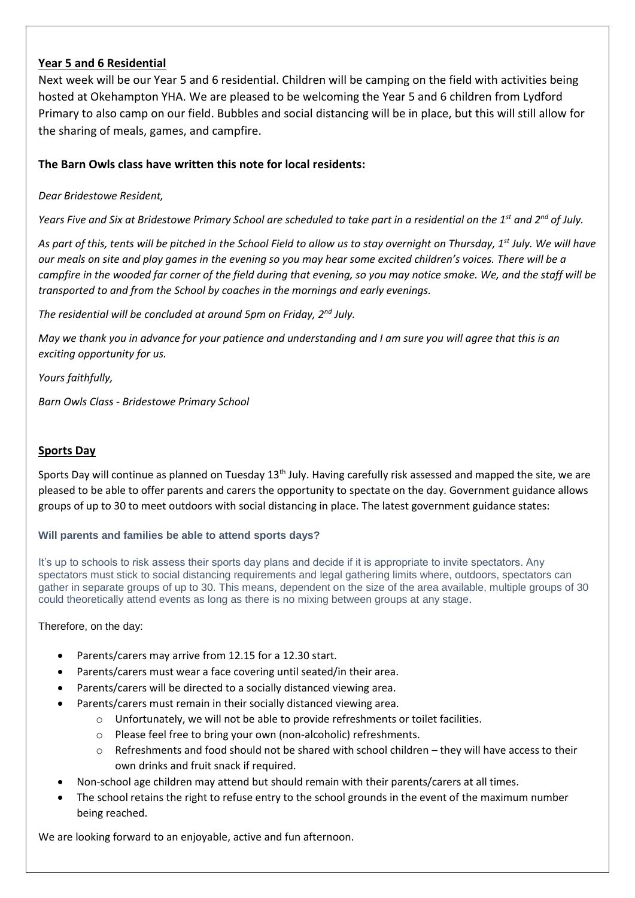## Year 5 and 6 Residential

Next week will be our Year 5 and 6 residential. Children will be camping on the field with activities being hosted at Okehampton YHA. We are pleased to be welcoming the Year 5 and 6 children from Lydford Primary to also camp on our field. Bubbles and social distancing will be in place, but this will still allow for the sharing of meals, games, and campfire.

**The Barn Owls class have written this note for local residents:**

*Dear Bridestowe Resident,*

*Years Five and Six at Bridestowe Primary School are scheduled to take part in a residential on the 1st and 2nd of July.*

*As part of this, tents will be pitched in the School Field to allow us to stay overnight on Thursday, 1st July. We will have our meals on site and play games in the evening so you may hear some excited children's voices. There will be a campfire in the wooded far corner of the field during that evening, so you may notice smoke. We, and the staff will be transported to and from the School by coaches in the mornings and early evenings.*

*The residential will be concluded at around 5pm on Friday, 2nd July.*

*May we thank you in advance for your patience and understanding and I am sure you will agree that this is an exciting opportunity for us.*

*Yours faithfully,*

*Barn Owls Class - Bridestowe Primary School*

## Sports Day

Sports Day will continue as planned on Tuesday 13th July. Having carefully risk assessed and mapped the site, we are pleased to be able to offer parents and carers the opportunity to spectate on the day. Government guidance allows groups of up to 30 to meet outdoors with social distancing in place. The latest government guidance states:

**Will parents and families be able to attend sports days?**

It's up to schools to risk assess their sports day plans and decide if it is appropriate to invite spectators. Any spectators must stick to social distancing requirements and legal gathering limits where, outdoors, spectators can gather in separate groups of up to 30. This means, dependent on the size of the area available, multiple groups of 30 could theoretically attend events as long as there is no mixing between groups at any stage.

Therefore, on the day:

- Parents/carers may arrive from 12.15 for a 12.30 start.
- Parents/carers must wear a face covering until seated/in their area.
- Parents/carers will be directed to a socially distanced viewing area.
- Parents/carers must remain in their socially distanced viewing area.
  - Unfortunately, we will not be able to provide refreshments or toilet facilities.
  - Please feel free to bring your own (non-alcoholic) refreshments.
  - Refreshments and food should not be shared with school children – they will have access to their own drinks and fruit snack if required.
- Non-school age children may attend but should remain with their parents/carers at all times.
- The school retains the right to refuse entry to the school grounds in the event of the maximum number being reached.

We are looking forward to an enjoyable, active and fun afternoon.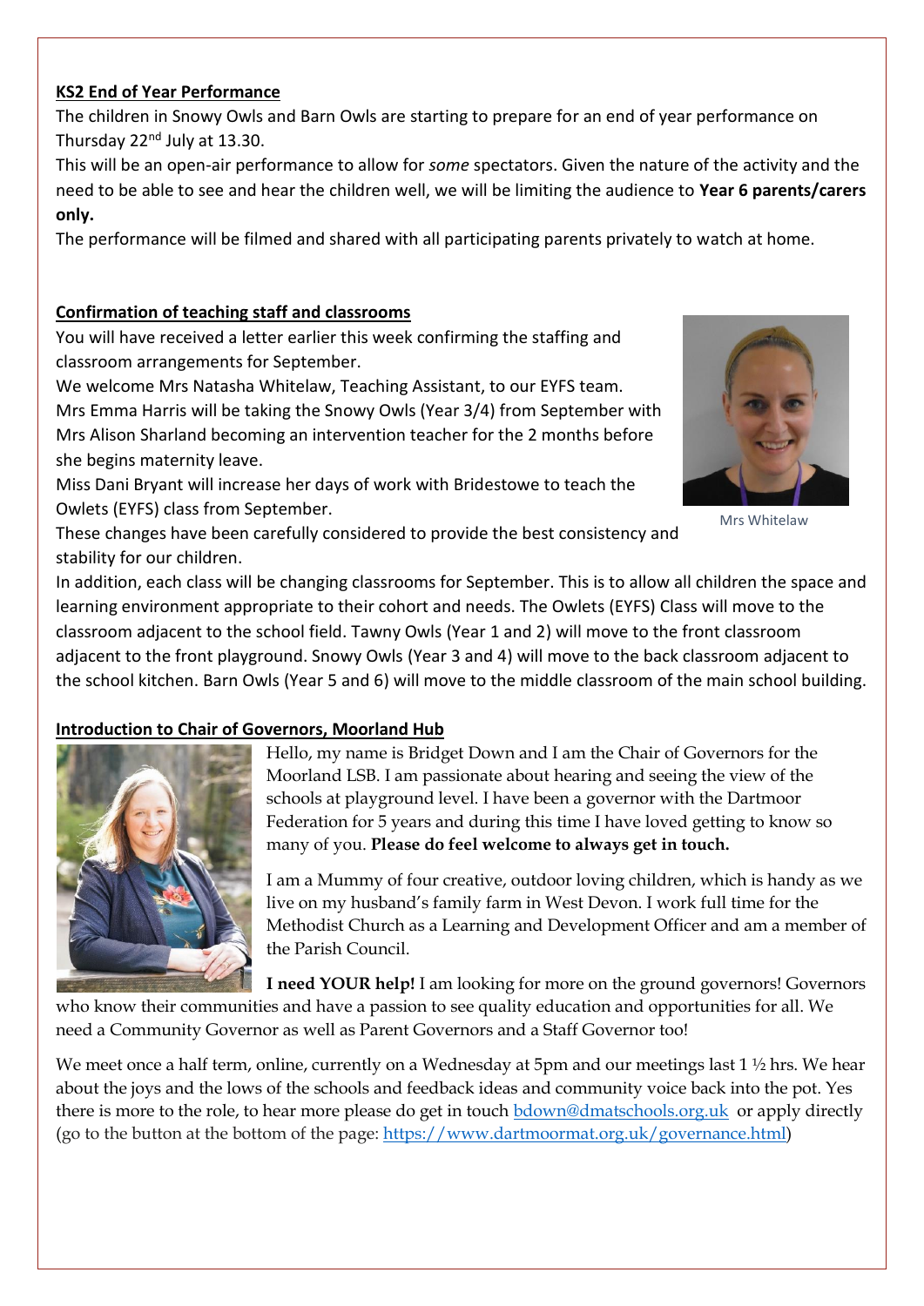## KS2 End of Year Performance

The children in Snowy Owls and Barn Owls are starting to prepare for an end of year performance on Thursday 22nd July at 13.30.

This will be an open-air performance to allow for *some* spectators. Given the nature of the activity and the need to be able to see and hear the children well, we will be limiting the audience to **Year 6 parents/carers only.**

The performance will be filmed and shared with all participating parents privately to watch at home.

## Confirmation of teaching staff and classrooms

You will have received a letter earlier this week confirming the staffing and classroom arrangements for September.

We welcome Mrs Natasha Whitelaw, Teaching Assistant, to our EYFS team.

Mrs Emma Harris will be taking the Snowy Owls (Year 3/4) from September with Mrs Alison Sharland becoming an intervention teacher for the 2 months before she begins maternity leave.

Miss Dani Bryant will increase her days of work with Bridestowe to teach the Owlets (EYFS) class from September.

Mrs Whitelaw

These changes have been carefully considered to provide the best consistency and stability for our children.

In addition, each class will be changing classrooms for September. This is to allow all children the space and learning environment appropriate to their cohort and needs. The Owlets (EYFS) Class will move to the classroom adjacent to the school field. Tawny Owls (Year 1 and 2) will move to the front classroom adjacent to the front playground. Snowy Owls (Year 3 and 4) will move to the back classroom adjacent to the school kitchen. Barn Owls (Year 5 and 6) will move to the middle classroom of the main school building.

## Introduction to Chair of Governors, Moorland Hub

Hello, my name is Bridget Down and I am the Chair of Governors for the Moorland LSB. I am passionate about hearing and seeing the view of the schools at playground level. I have been a governor with the Dartmoor Federation for 5 years and during this time I have loved getting to know so many of you. **Please do feel welcome to always get in touch.**

I am a Mummy of four creative, outdoor loving children, which is handy as we live on my husband's family farm in West Devon. I work full time for the Methodist Church as a Learning and Development Officer and am a member of the Parish Council.

**I need YOUR help!** I am looking for more on the ground governors! Governors who know their communities and have a passion to see quality education and opportunities for all. We need a Community Governor as well as Parent Governors and a Staff Governor too!

We meet once a half term, online, currently on a Wednesday at 5pm and our meetings last 1 ½ hrs. We hear about the joys and the lows of the schools and feedback ideas and community voice back into the pot. Yes there is more to the role, to hear more please do get in touch bdown@dmatschools.org.uk or apply directly (go to the button at the bottom of the page: https://www.dartmoormat.org.uk/governance.html)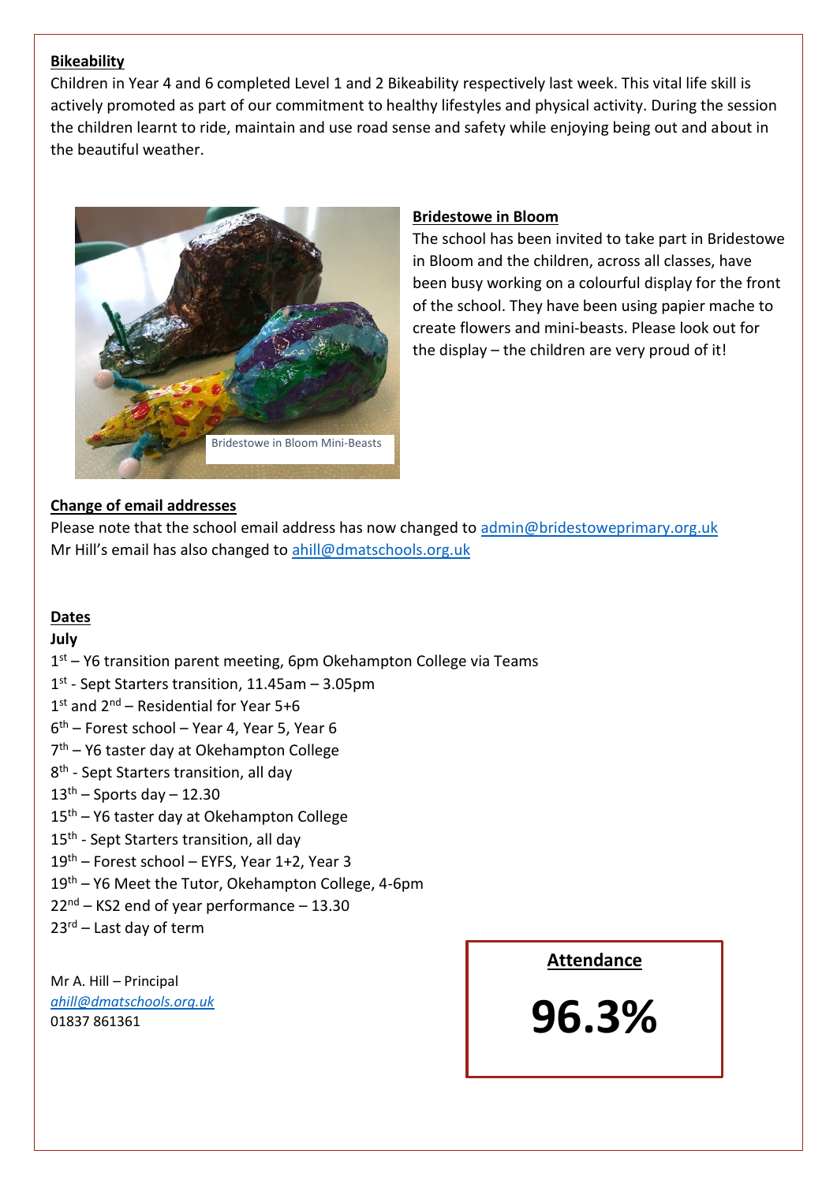## Bikeability

Children in Year 4 and 6 completed Level 1 and 2 Bikeability respectively last week. This vital life skill is actively promoted as part of our commitment to healthy lifestyles and physical activity. During the session the children learnt to ride, maintain and use road sense and safety while enjoying being out and about in the beautiful weather.

Bridestowe in Bloom Mini-Beasts

## Bridestowe in Bloom

The school has been invited to take part in Bridestowe in Bloom and the children, across all classes, have been busy working on a colourful display for the front of the school. They have been using papier mache to create flowers and mini-beasts. Please look out for the display – the children are very proud of it!

## Change of email addresses

Please note that the school email address has now changed to admin@bridestoweprimary.org.uk
Mr Hill's email has also changed to ahill@dmatschools.org.uk

## Dates

**July**

1st – Y6 transition parent meeting, 6pm Okehampton College via Teams
1st - Sept Starters transition, 11.45am – 3.05pm
1st and 2nd – Residential for Year 5+6
6th – Forest school – Year 4, Year 5, Year 6
7th – Y6 taster day at Okehampton College
8th - Sept Starters transition, all day
13th – Sports day – 12.30
15th – Y6 taster day at Okehampton College
15th - Sept Starters transition, all day
19th – Forest school – EYFS, Year 1+2, Year 3
19th – Y6 Meet the Tutor, Okehampton College, 4-6pm
22nd – KS2 end of year performance – 13.30
23rd – Last day of term

Mr A. Hill – Principal
*ahill@dmatschools.org.uk*
01837 861361

**Attendance**

**96.3%**